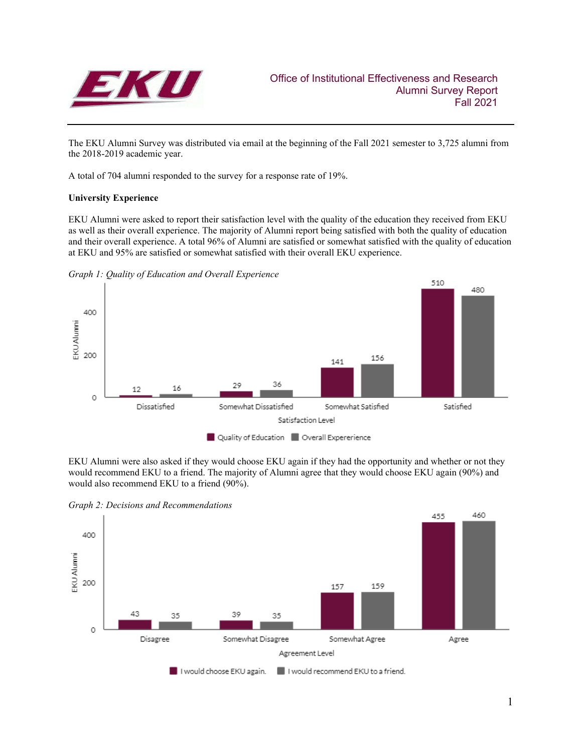Office of Institutional Effectiveness and Research
Alumni Survey Report
Fall 2021

The EKU Alumni Survey was distributed via email at the beginning of the Fall 2021 semester to 3,725 alumni from the 2018-2019 academic year.

A total of 704 alumni responded to the survey for a response rate of 19%.

**University Experience**

EKU Alumni were asked to report their satisfaction level with the quality of the education they received from EKU as well as their overall experience. The majority of Alumni report being satisfied with both the quality of education and their overall experience. A total 96% of Alumni are satisfied or somewhat satisfied with the quality of education at EKU and 95% are satisfied or somewhat satisfied with their overall EKU experience.

*Graph 1: Quality of Education and Overall Experience*

| Satisfaction Level | Quality of Education | Overall Experience |
|---|---|---|
| Dissatisfied | 12 | 16 |
| Somewhat Dissatisfied | 29 | 36 |
| Somewhat Satisfied | 141 | 156 |
| Satisfied | 510 | 480 |

EKU Alumni were also asked if they would choose EKU again if they had the opportunity and whether or not they would recommend EKU to a friend. The majority of Alumni agree that they would choose EKU again (90%) and would also recommend EKU to a friend (90%).

*Graph 2: Decisions and Recommendations*

| Agreement Level | I would choose EKU again. | I would recommend EKU to a friend. |
|---|---|---|
| Disagree | 43 | 35 |
| Somewhat Disagree | 39 | 35 |
| Somewhat Agree | 157 | 159 |
| Agree | 455 | 460 |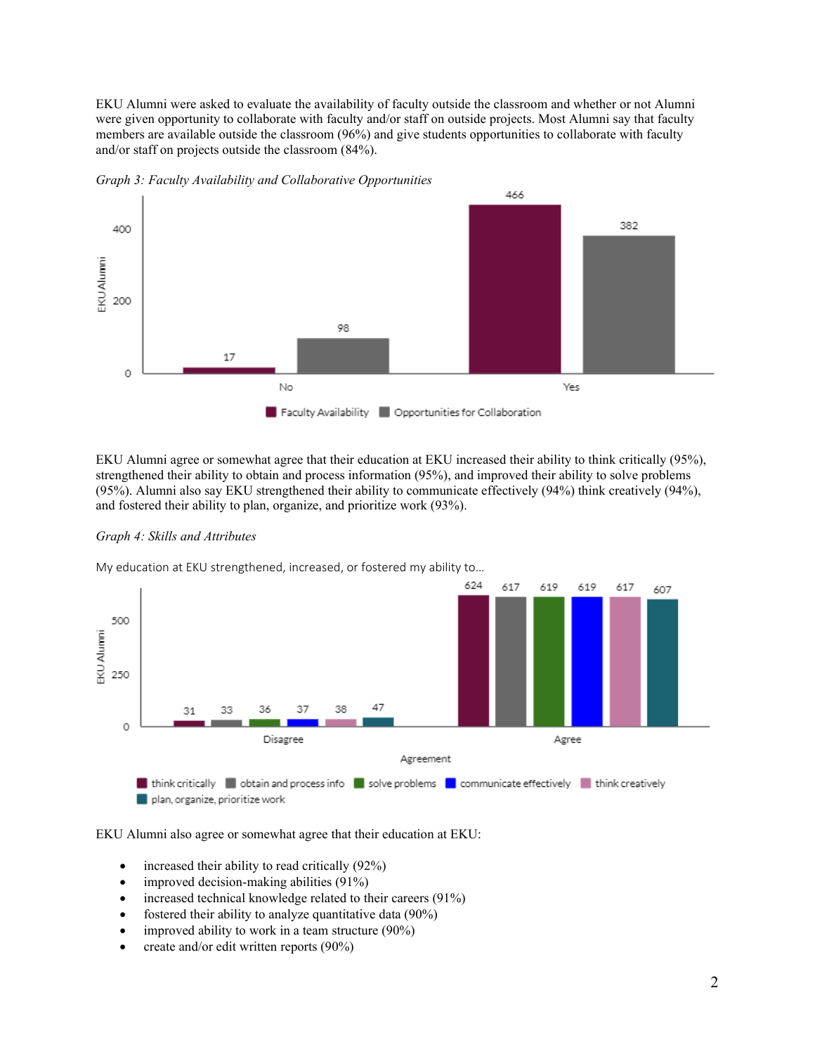EKU Alumni were asked to evaluate the availability of faculty outside the classroom and whether or not Alumni were given opportunity to collaborate with faculty and/or staff on outside projects. Most Alumni say that faculty members are available outside the classroom (96%) and give students opportunities to collaborate with faculty and/or staff on projects outside the classroom (84%).

*Graph 3: Faculty Availability and Collaborative Opportunities*

| | Faculty Availability | Opportunities for Collaboration |
|---|---|---|
| No | 17 | 98 |
| Yes | 466 | 382 |

EKU Alumni agree or somewhat agree that their education at EKU increased their ability to think critically (95%), strengthened their ability to obtain and process information (95%), and improved their ability to solve problems (95%). Alumni also say EKU strengthened their ability to communicate effectively (94%) think creatively (94%), and fostered their ability to plan, organize, and prioritize work (93%).

*Graph 4: Skills and Attributes*

My education at EKU strengthened, increased, or fostered my ability to…

| Agreement | think critically | obtain and process info | solve problems | communicate effectively | think creatively | plan, organize, prioritize work |
|---|---|---|---|---|---|---|
| Disagree | 31 | 33 | 36 | 37 | 38 | 47 |
| Agree | 624 | 617 | 619 | 619 | 617 | 607 |

EKU Alumni also agree or somewhat agree that their education at EKU:

- increased their ability to read critically (92%)
- improved decision-making abilities (91%)
- increased technical knowledge related to their careers (91%)
- fostered their ability to analyze quantitative data (90%)
- improved ability to work in a team structure (90%)
- create and/or edit written reports (90%)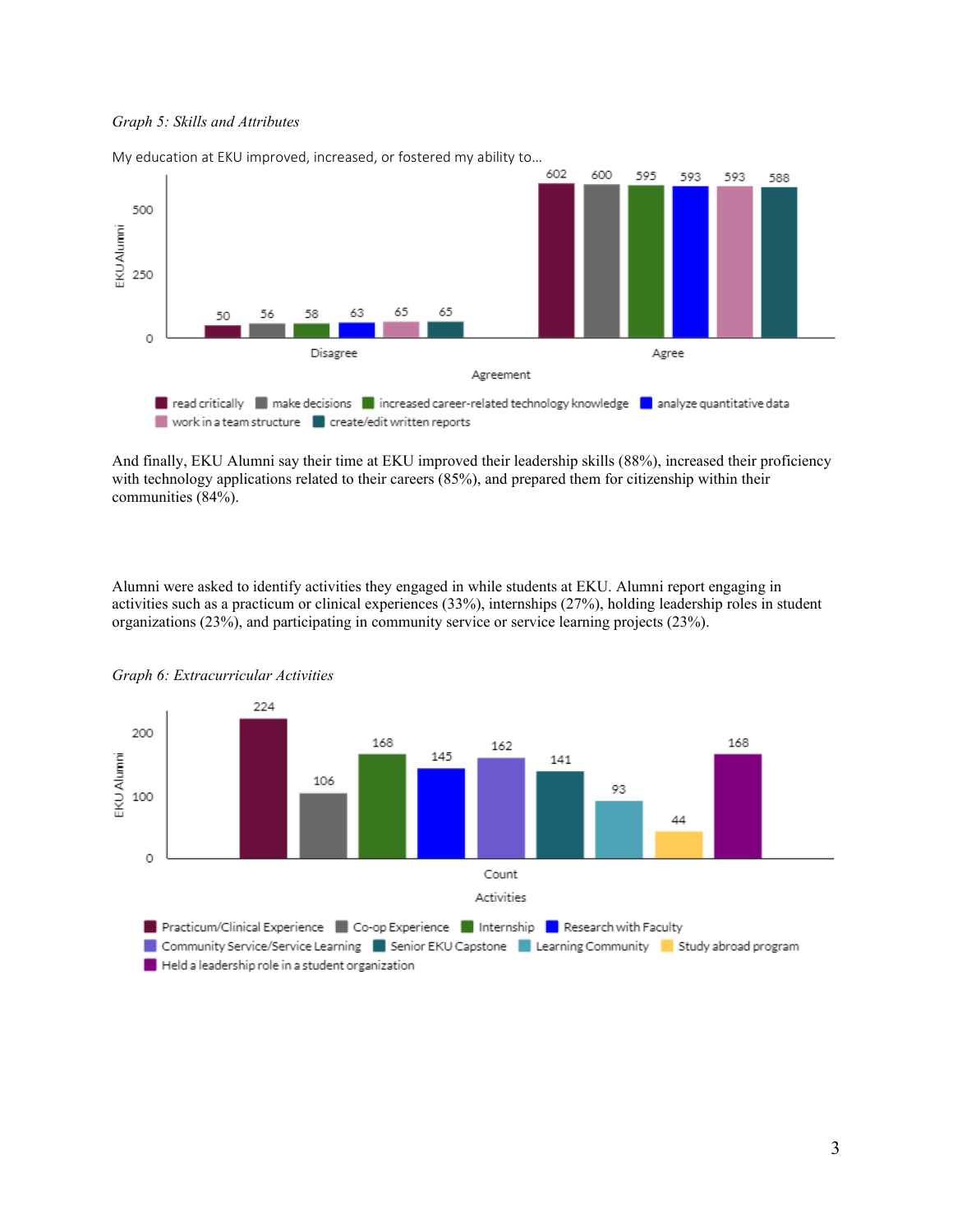*Graph 5: Skills and Attributes*

My education at EKU improved, increased, or fostered my ability to...

| Agreement | read critically | make decisions | increased career-related technology knowledge | analyze quantitative data | work in a team structure | create/edit written reports |
|---|---|---|---|---|---|---|
| Disagree | 50 | 56 | 58 | 63 | 65 | 65 |
| Agree | 602 | 600 | 595 | 593 | 593 | 588 |

And finally, EKU Alumni say their time at EKU improved their leadership skills (88%), increased their proficiency with technology applications related to their careers (85%), and prepared them for citizenship within their communities (84%).

Alumni were asked to identify activities they engaged in while students at EKU. Alumni report engaging in activities such as a practicum or clinical experiences (33%), internships (27%), holding leadership roles in student organizations (23%), and participating in community service or service learning projects (23%).

*Graph 6: Extracurricular Activities*

| Activities | Count |
|---|---|
| Practicum/Clinical Experience | 224 |
| Co-op Experience | 106 |
| Internship | 168 |
| Research with Faculty | 145 |
| Community Service/Service Learning | 162 |
| Senior EKU Capstone | 141 |
| Learning Community | 93 |
| Study abroad program | 44 |
| Held a leadership role in a student organization | 168 |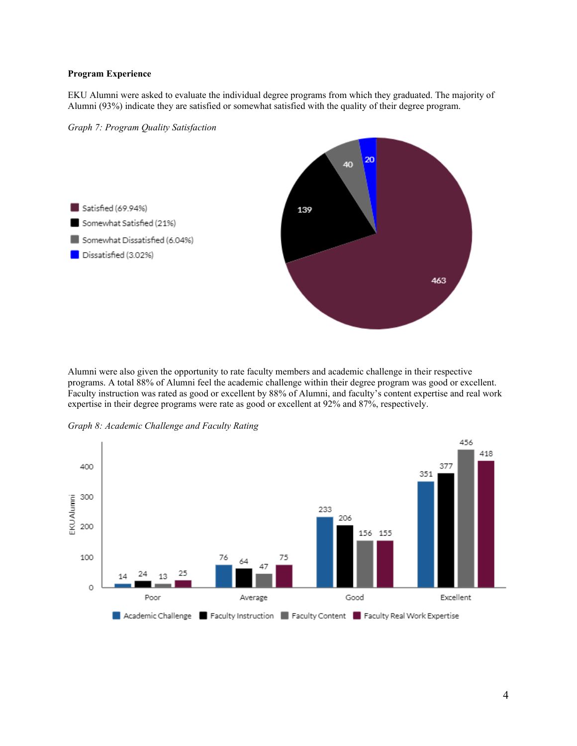**Program Experience**

EKU Alumni were asked to evaluate the individual degree programs from which they graduated. The majority of Alumni (93%) indicate they are satisfied or somewhat satisfied with the quality of their degree program.

*Graph 7: Program Quality Satisfaction*

| Response | Count | Percent |
|---|---|---|
| Satisfied | 463 | 69.94% |
| Somewhat Satisfied | 139 | 21% |
| Somewhat Dissatisfied | 40 | 6.04% |
| Dissatisfied | 20 | 3.02% |

Alumni were also given the opportunity to rate faculty members and academic challenge in their respective programs. A total 88% of Alumni feel the academic challenge within their degree program was good or excellent. Faculty instruction was rated as good or excellent by 88% of Alumni, and faculty's content expertise and real work expertise in their degree programs were rate as good or excellent at 92% and 87%, respectively.

*Graph 8: Academic Challenge and Faculty Rating*

| Rating | Academic Challenge | Faculty Instruction | Faculty Content | Faculty Real Work Expertise |
|---|---|---|---|---|
| Poor | 14 | 24 | 13 | 25 |
| Average | 76 | 64 | 47 | 75 |
| Good | 233 | 206 | 156 | 155 |
| Excellent | 351 | 377 | 456 | 418 |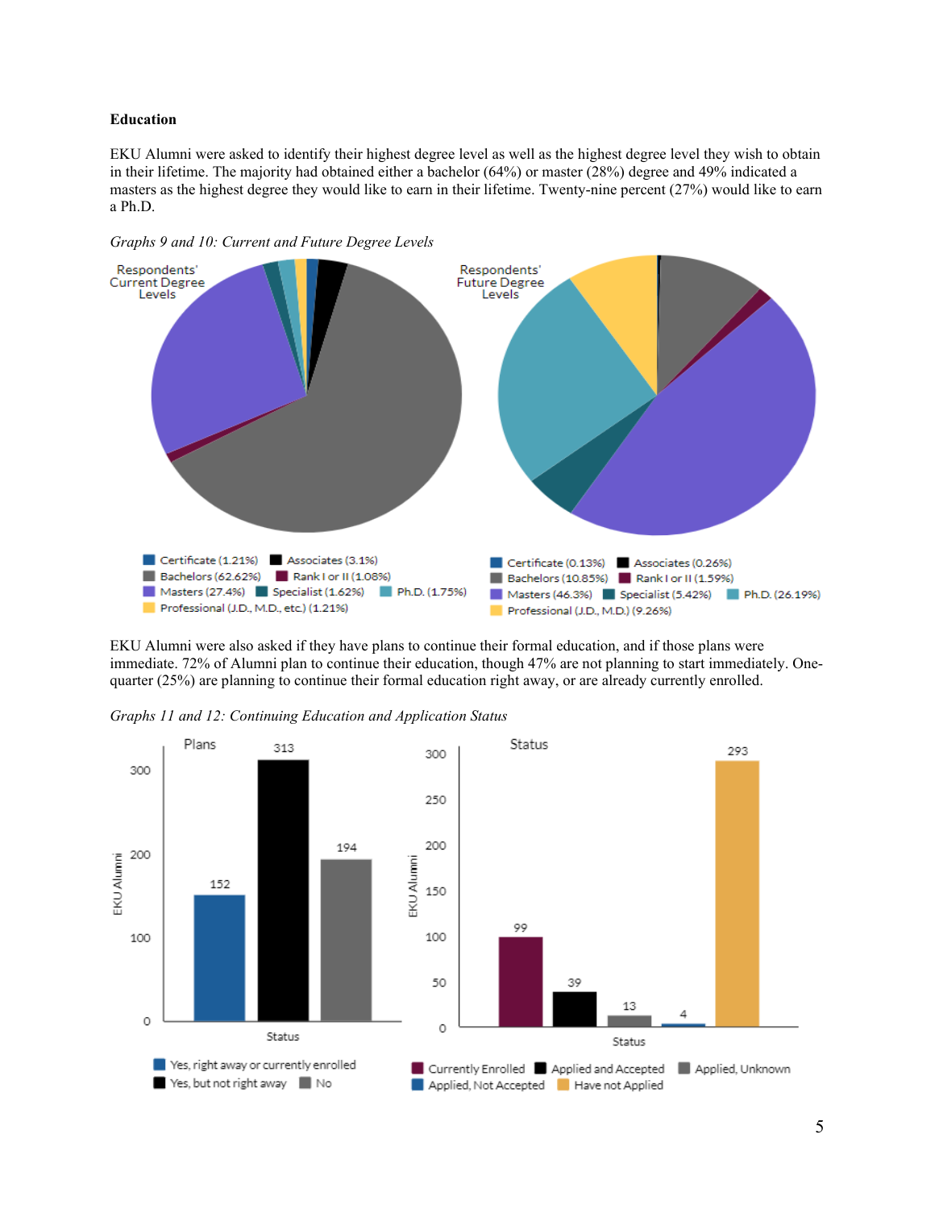**Education**

EKU Alumni were asked to identify their highest degree level as well as the highest degree level they wish to obtain in their lifetime. The majority had obtained either a bachelor (64%) or master (28%) degree and 49% indicated a masters as the highest degree they would like to earn in their lifetime. Twenty-nine percent (27%) would like to earn a Ph.D.

*Graphs 9 and 10: Current and Future Degree Levels*

Respondents' Current Degree Levels

- Certificate (1.21%)
- Associates (3.1%)
- Bachelors (62.62%)
- Rank I or II (1.08%)
- Masters (27.4%)
- Specialist (1.62%)
- Ph.D. (1.75%)
- Professional (J.D., M.D., etc.) (1.21%)

Respondents' Future Degree Levels

- Certificate (0.13%)
- Associates (0.26%)
- Bachelors (10.85%)
- Rank I or II (1.59%)
- Masters (46.3%)
- Specialist (5.42%)
- Ph.D. (26.19%)
- Professional (J.D., M.D.) (9.26%)

EKU Alumni were also asked if they have plans to continue their formal education, and if those plans were immediate. 72% of Alumni plan to continue their education, though 47% are not planning to start immediately. One-quarter (25%) are planning to continue their formal education right away, or are already currently enrolled.

*Graphs 11 and 12: Continuing Education and Application Status*

Plans (EKU Alumni)

| Status | EKU Alumni |
|---|---|
| Yes, right away or currently enrolled | 152 |
| Yes, but not right away | 313 |
| No | 194 |

Status (EKU Alumni)

| Status | EKU Alumni |
|---|---|
| Currently Enrolled | 99 |
| Applied and Accepted | 39 |
| Applied, Unknown | 13 |
| Applied, Not Accepted | 4 |
| Have not Applied | 293 |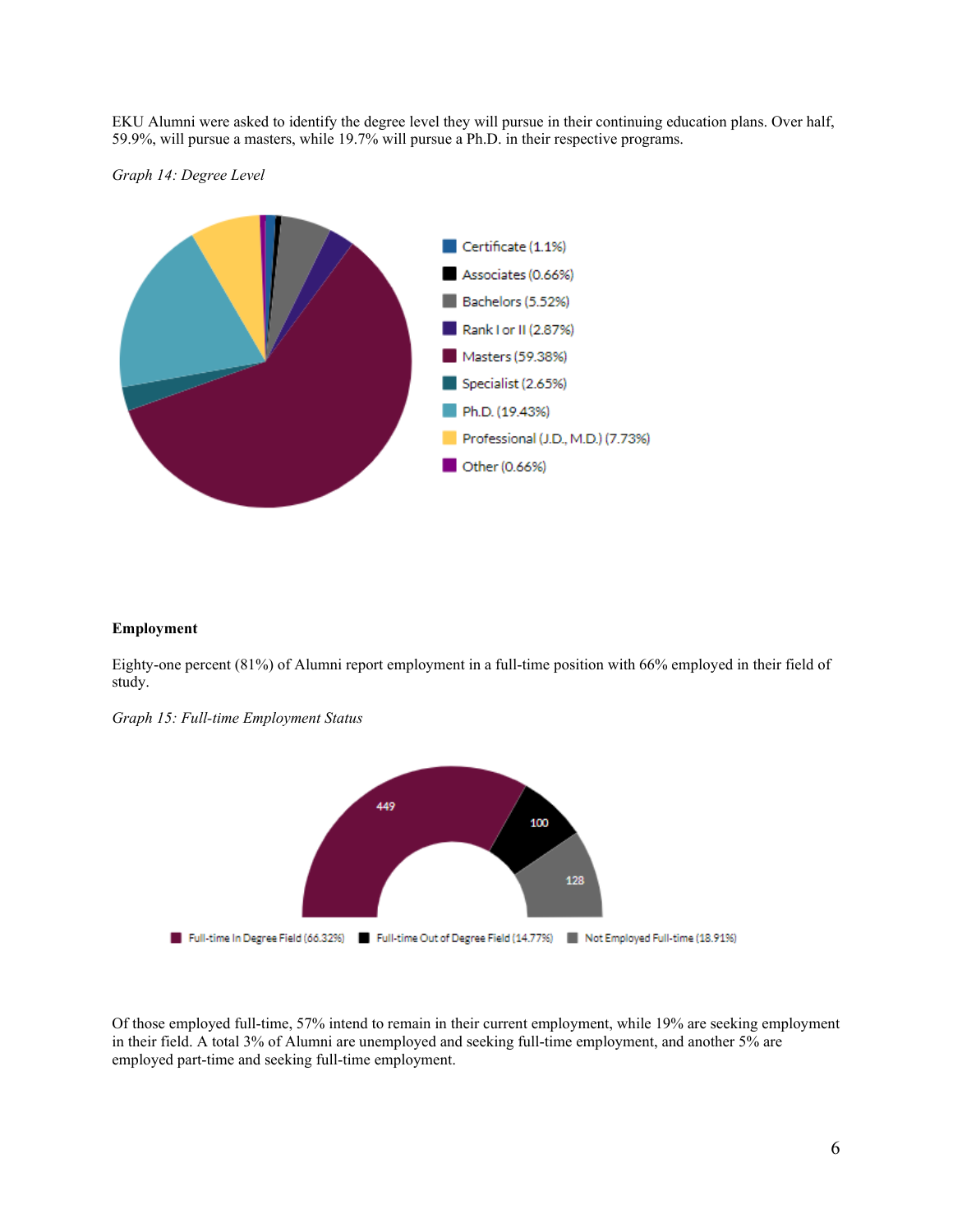EKU Alumni were asked to identify the degree level they will pursue in their continuing education plans. Over half, 59.9%, will pursue a masters, while 19.7% will pursue a Ph.D. in their respective programs.

*Graph 14: Degree Level*

Certificate (1.1%)
Associates (0.66%)
Bachelors (5.52%)
Rank I or II (2.87%)
Masters (59.38%)
Specialist (2.65%)
Ph.D. (19.43%)
Professional (J.D., M.D.) (7.73%)
Other (0.66%)

**Employment**

Eighty-one percent (81%) of Alumni report employment in a full-time position with 66% employed in their field of study.

*Graph 15: Full-time Employment Status*

449
100
128

Full-time In Degree Field (66.32%) Full-time Out of Degree Field (14.77%) Not Employed Full-time (18.91%)

Of those employed full-time, 57% intend to remain in their current employment, while 19% are seeking employment in their field. A total 3% of Alumni are unemployed and seeking full-time employment, and another 5% are employed part-time and seeking full-time employment.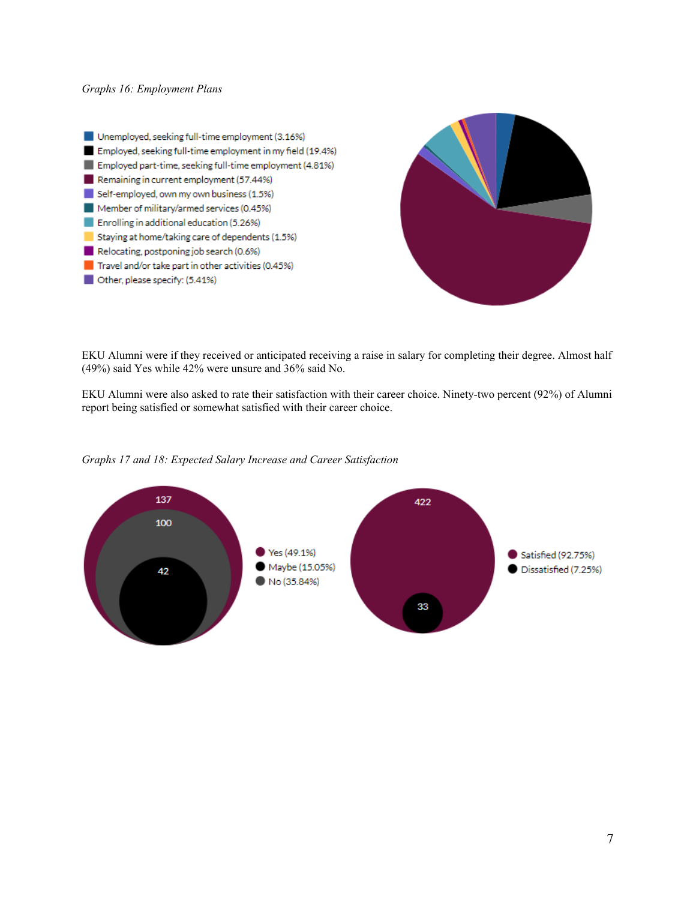*Graphs 16: Employment Plans*

- Unemployed, seeking full-time employment (3.16%)
- Employed, seeking full-time employment in my field (19.4%)
- Employed part-time, seeking full-time employment (4.81%)
- Remaining in current employment (57.44%)
- Self-employed, own my own business (1.5%)
- Member of military/armed services (0.45%)
- Enrolling in additional education (5.26%)
- Staying at home/taking care of dependents (1.5%)
- Relocating, postponing job search (0.6%)
- Travel and/or take part in other activities (0.45%)
- Other, please specify: (5.41%)

EKU Alumni were if they received or anticipated receiving a raise in salary for completing their degree. Almost half (49%) said Yes while 42% were unsure and 36% said No.

EKU Alumni were also asked to rate their satisfaction with their career choice. Ninety-two percent (92%) of Alumni report being satisfied or somewhat satisfied with their career choice.

*Graphs 17 and 18: Expected Salary Increase and Career Satisfaction*

137

100

42

- Yes (49.1%)
- Maybe (15.05%)
- No (35.84%)

422

33

- Satisfied (92.75%)
- Dissatisfied (7.25%)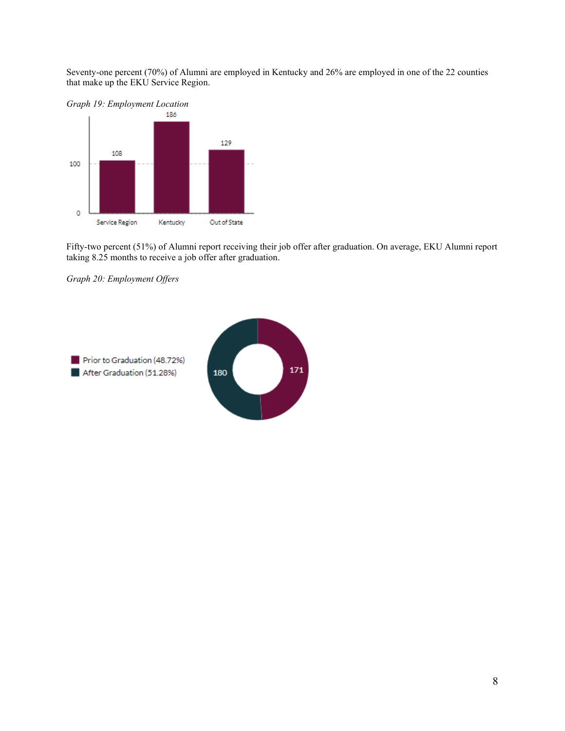Seventy-one percent (70%) of Alumni are employed in Kentucky and 26% are employed in one of the 22 counties that make up the EKU Service Region.

*Graph 19: Employment Location*

| Location | Count |
| --- | --- |
| Service Region | 108 |
| Kentucky | 186 |
| Out of State | 129 |

Fifty-two percent (51%) of Alumni report receiving their job offer after graduation. On average, EKU Alumni report taking 8.25 months to receive a job offer after graduation.

*Graph 20: Employment Offers*

| Timing | Count |
| --- | --- |
| Prior to Graduation (48.72%) | 171 |
| After Graduation (51.28%) | 180 |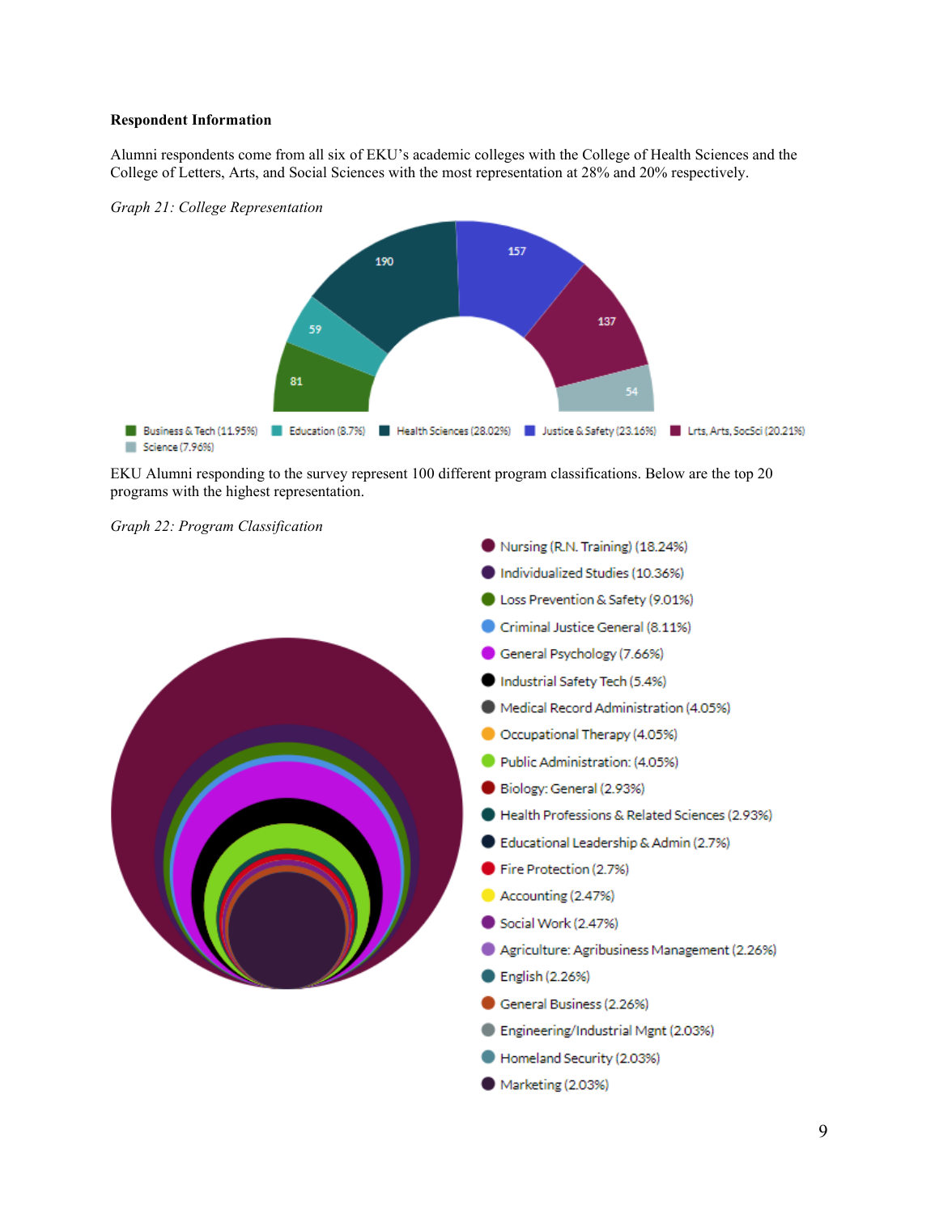**Respondent Information**

Alumni respondents come from all six of EKU's academic colleges with the College of Health Sciences and the College of Letters, Arts, and Social Sciences with the most representation at 28% and 20% respectively.

*Graph 21: College Representation*

190
157
59
137
81
54

Business & Tech (11.95%)
Education (8.7%)
Health Sciences (28.02%)
Justice & Safety (23.16%)
Lrts, Arts, SocSci (20.21%)
Science (7.96%)

EKU Alumni responding to the survey represent 100 different program classifications. Below are the top 20 programs with the highest representation.

*Graph 22: Program Classification*

Nursing (R.N. Training) (18.24%)
Individualized Studies (10.36%)
Loss Prevention & Safety (9.01%)
Criminal Justice General (8.11%)
General Psychology (7.66%)
Industrial Safety Tech (5.4%)
Medical Record Administration (4.05%)
Occupational Therapy (4.05%)
Public Administration: (4.05%)
Biology: General (2.93%)
Health Professions & Related Sciences (2.93%)
Educational Leadership & Admin (2.7%)
Fire Protection (2.7%)
Accounting (2.47%)
Social Work (2.47%)
Agriculture: Agribusiness Management (2.26%)
English (2.26%)
General Business (2.26%)
Engineering/Industrial Mgnt (2.03%)
Homeland Security (2.03%)
Marketing (2.03%)